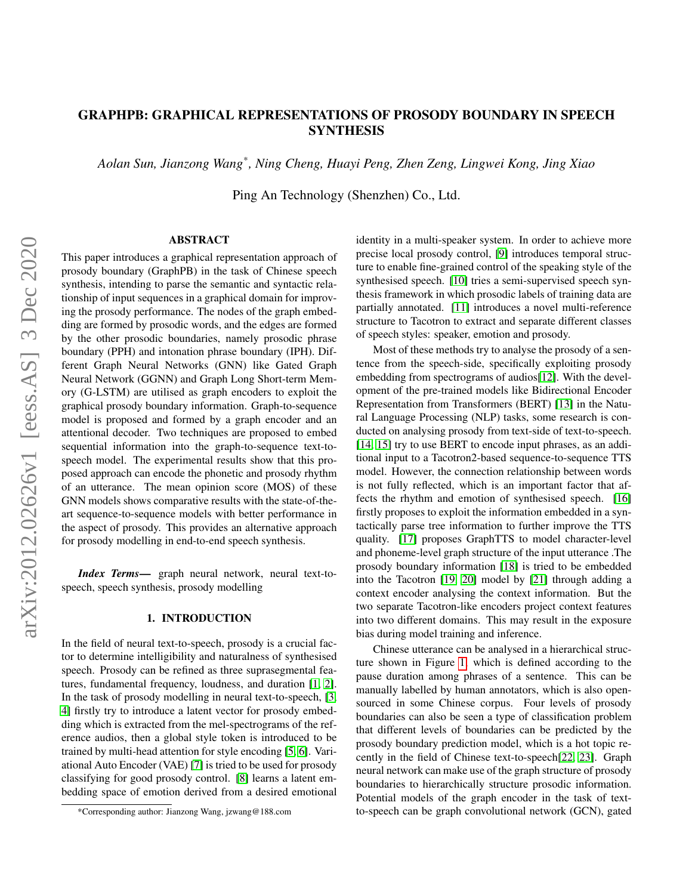# GRAPHPB: GRAPHICAL REPRESENTATIONS OF PROSODY BOUNDARY IN SPEECH SYNTHESIS

*Aolan Sun, Jianzong Wang\*, Ning Cheng, Huayi Peng, Zhen Zeng, Lingwei Kong, Jing Xiao*

Ping An Technology (Shenzhen) Co., Ltd.

## ABSTRACT

This paper introduces a graphical representation approach of prosody boundary (GraphPB) in the task of Chinese speech synthesis, intending to parse the semantic and syntactic relationship of input sequences in a graphical domain for improving the prosody performance. The nodes of the graph embedding are formed by prosodic words, and the edges are formed by the other prosodic boundaries, namely prosodic phrase boundary (PPH) and intonation phrase boundary (IPH). Different Graph Neural Networks (GNN) like Gated Graph Neural Network (GGNN) and Graph Long Short-term Memory (G-LSTM) are utilised as graph encoders to exploit the graphical prosody boundary information. Graph-to-sequence model is proposed and formed by a graph encoder and an attentional decoder. Two techniques are proposed to embed sequential information into the graph-to-sequence text-to-speech model. The experimental results show that this proposed approach can encode the phonetic and prosody rhythm of an utterance. The mean opinion score (MOS) of these GNN models shows comparative results with the state-of-the-art sequence-to-sequence models with better performance in the aspect of prosody. This provides an alternative approach for prosody modelling in end-to-end speech synthesis.

***Index Terms*— graph neural network, neural text-to-speech, speech synthesis, prosody modelling**

## 1. INTRODUCTION

In the field of neural text-to-speech, prosody is a crucial factor to determine intelligibility and naturalness of synthesised speech. Prosody can be refined as three suprasegmental features, fundamental frequency, loudness, and duration [1, 2]. In the task of prosody modelling in neural text-to-speech, [3, 4] firstly try to introduce a latent vector for prosody embedding which is extracted from the mel-spectrograms of the reference audios, then a global style token is introduced to be trained by multi-head attention for style encoding [5, 6]. Variational Auto Encoder (VAE) [7] is tried to be used for prosody classifying for good prosody control. [8] learns a latent embedding space of emotion derived from a desired emotional identity in a multi-speaker system. In order to achieve more precise local prosody control, [9] introduces temporal structure to enable fine-grained control of the speaking style of the synthesised speech. [10] tries a semi-supervised speech synthesis framework in which prosodic labels of training data are partially annotated. [11] introduces a novel multi-reference structure to Tacotron to extract and separate different classes of speech styles: speaker, emotion and prosody.

Most of these methods try to analyse the prosody of a sentence from the speech-side, specifically exploiting prosody embedding from spectrograms of audios[12]. With the development of the pre-trained models like Bidirectional Encoder Representation from Transformers (BERT) [13] in the Natural Language Processing (NLP) tasks, some research is conducted on analysing prosody from text-side of text-to-speech. [14, 15] try to use BERT to encode input phrases, as an additional input to a Tacotron2-based sequence-to-sequence TTS model. However, the connection relationship between words is not fully reflected, which is an important factor that affects the rhythm and emotion of synthesised speech. [16] firstly proposes to exploit the information embedded in a syntactically parse tree information to further improve the TTS quality. [17] proposes GraphTTS to model character-level and phoneme-level graph structure of the input utterance .The prosody boundary information [18] is tried to be embedded into the Tacotron [19, 20] model by [21] through adding a context encoder analysing the context information. But the two separate Tacotron-like encoders project context features into two different domains. This may result in the exposure bias during model training and inference.

Chinese utterance can be analysed in a hierarchical structure shown in Figure 1 which is defined according to the pause duration among phrases of a sentence. This can be manually labelled by human annotators, which is also opensourced in some Chinese corpus. Four levels of prosody boundaries can also be seen a type of classification problem that different levels of boundaries can be predicted by the prosody boundary prediction model, which is a hot topic recently in the field of Chinese text-to-speech[22, 23]. Graph neural network can make use of the graph structure of prosody boundaries to hierarchically structure prosodic information. Potential models of the graph encoder in the task of text-to-speech can be graph convolutional network (GCN), gated

\*Corresponding author: Jianzong Wang, jzwang@188.com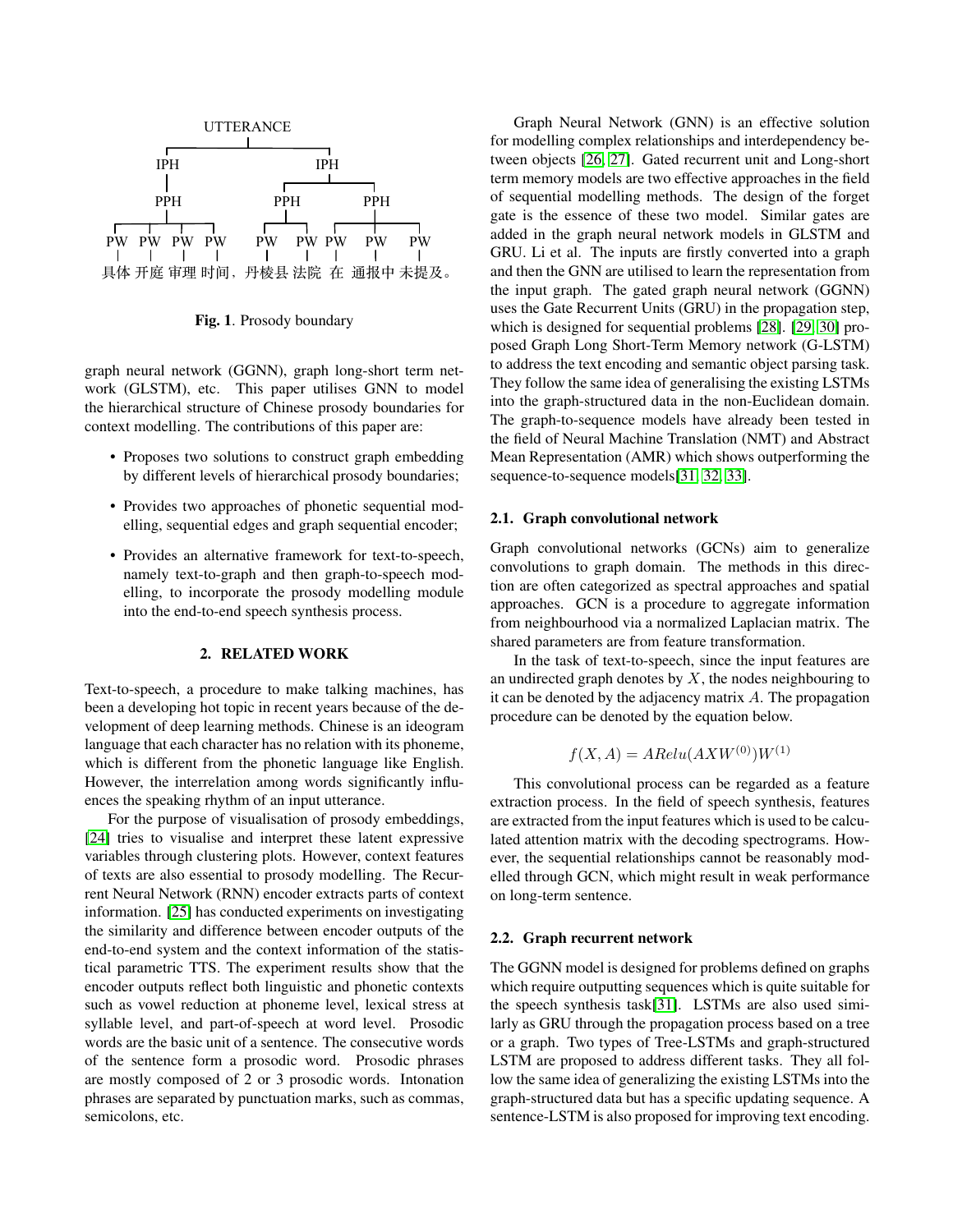**Fig. 1**. Prosody boundary

graph neural network (GGNN), graph long-short term network (GLSTM), etc. This paper utilises GNN to model the hierarchical structure of Chinese prosody boundaries for context modelling. The contributions of this paper are:

- Proposes two solutions to construct graph embedding by different levels of hierarchical prosody boundaries;
- Provides two approaches of phonetic sequential modelling, sequential edges and graph sequential encoder;
- Provides an alternative framework for text-to-speech, namely text-to-graph and then graph-to-speech modelling, to incorporate the prosody modelling module into the end-to-end speech synthesis process.

## 2. RELATED WORK

Text-to-speech, a procedure to make talking machines, has been a developing hot topic in recent years because of the development of deep learning methods. Chinese is an ideogram language that each character has no relation with its phoneme, which is different from the phonetic language like English. However, the interrelation among words significantly influences the speaking rhythm of an input utterance.

For the purpose of visualisation of prosody embeddings, [24] tries to visualise and interpret these latent expressive variables through clustering plots. However, context features of texts are also essential to prosody modelling. The Recurrent Neural Network (RNN) encoder extracts parts of context information. [25] has conducted experiments on investigating the similarity and difference between encoder outputs of the end-to-end system and the context information of the statistical parametric TTS. The experiment results show that the encoder outputs reflect both linguistic and phonetic contexts such as vowel reduction at phoneme level, lexical stress at syllable level, and part-of-speech at word level. Prosodic words are the basic unit of a sentence. The consecutive words of the sentence form a prosodic word. Prosodic phrases are mostly composed of 2 or 3 prosodic words. Intonation phrases are separated by punctuation marks, such as commas, semicolons, etc.

Graph Neural Network (GNN) is an effective solution for modelling complex relationships and interdependency between objects [26, 27]. Gated recurrent unit and Long-short term memory models are two effective approaches in the field of sequential modelling methods. The design of the forget gate is the essence of these two model. Similar gates are added in the graph neural network models in GLSTM and GRU. Li et al. The inputs are firstly converted into a graph and then the GNN are utilised to learn the representation from the input graph. The gated graph neural network (GGNN) uses the Gate Recurrent Units (GRU) in the propagation step, which is designed for sequential problems [28]. [29, 30] proposed Graph Long Short-Term Memory network (G-LSTM) to address the text encoding and semantic object parsing task. They follow the same idea of generalising the existing LSTMs into the graph-structured data in the non-Euclidean domain. The graph-to-sequence models have already been tested in the field of Neural Machine Translation (NMT) and Abstract Mean Representation (AMR) which shows outperforming the sequence-to-sequence models[31, 32, 33].

### 2.1. Graph convolutional network

Graph convolutional networks (GCNs) aim to generalize convolutions to graph domain. The methods in this direction are often categorized as spectral approaches and spatial approaches. GCN is a procedure to aggregate information from neighbourhood via a normalized Laplacian matrix. The shared parameters are from feature transformation.

In the task of text-to-speech, since the input features are an undirected graph denotes by $X$, the nodes neighbouring to it can be denoted by the adjacency matrix $A$. The propagation procedure can be denoted by the equation below.

$$f(X, A) = ARelu(AXW^{(0)})W^{(1)}$$

This convolutional process can be regarded as a feature extraction process. In the field of speech synthesis, features are extracted from the input features which is used to be calculated attention matrix with the decoding spectrograms. However, the sequential relationships cannot be reasonably modelled through GCN, which might result in weak performance on long-term sentence.

### 2.2. Graph recurrent network

The GGNN model is designed for problems defined on graphs which require outputting sequences which is quite suitable for the speech synthesis task[31]. LSTMs are also used similarly as GRU through the propagation process based on a tree or a graph. Two types of Tree-LSTMs and graph-structured LSTM are proposed to address different tasks. They all follow the same idea of generalizing the existing LSTMs into the graph-structured data but has a specific updating sequence. A sentence-LSTM is also proposed for improving text encoding.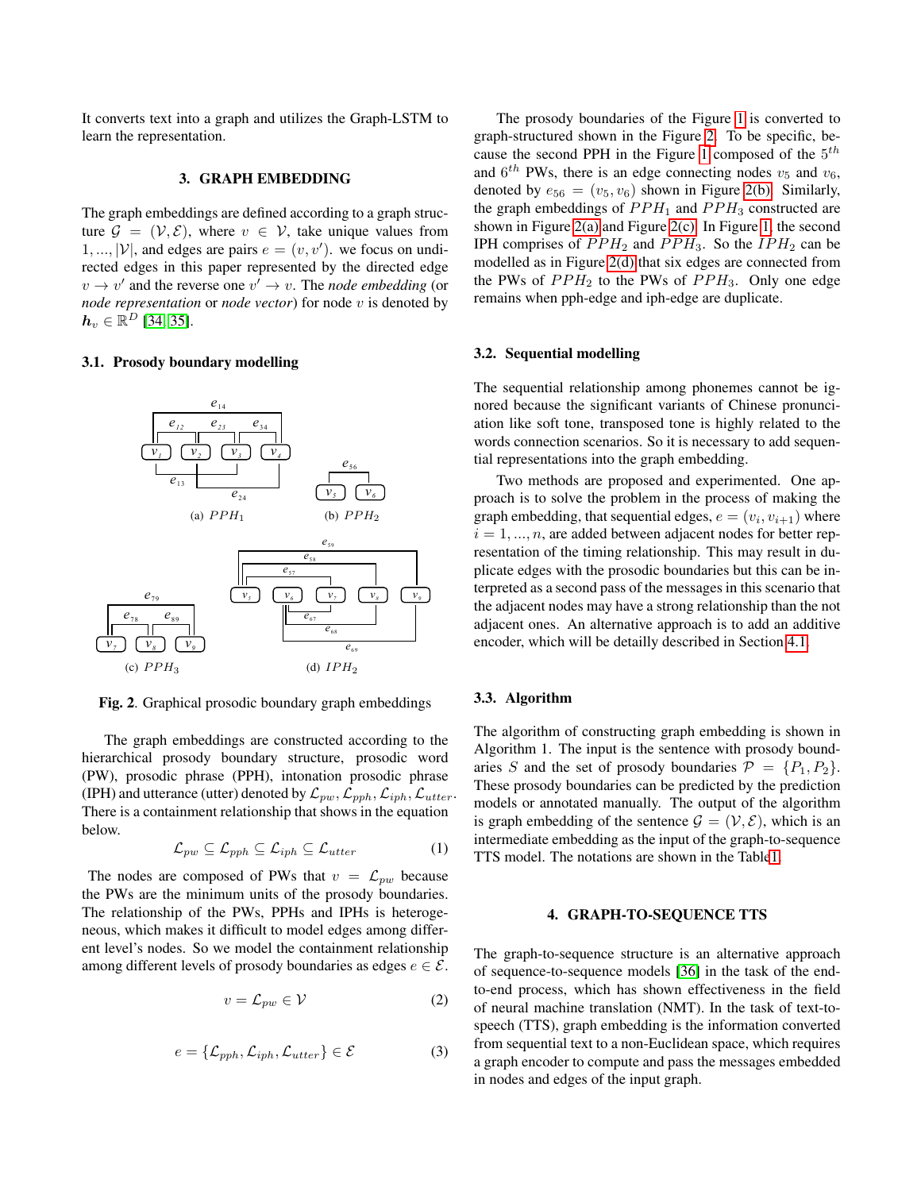It converts text into a graph and utilizes the Graph-LSTM to learn the representation.

## 3. GRAPH EMBEDDING

The graph embeddings are defined according to a graph structure $\mathcal{G} = (\mathcal{V}, \mathcal{E})$, where $v \in \mathcal{V}$, take unique values from $1, ..., |\mathcal{V}|$, and edges are pairs $e = (v, v')$. we focus on undirected edges in this paper represented by the directed edge $v \rightarrow v'$ and the reverse one $v' \rightarrow v$. The *node embedding* (or *node representation* or *node vector*) for node $v$ is denoted by $\boldsymbol{h}_v \in \mathbb{R}^D$ [34, 35].

### 3.1. Prosody boundary modelling

(a) $PPH_1$ (b) $PPH_2$ (c) $PPH_3$ (d) $IPH_2$

**Fig. 2**. Graphical prosodic boundary graph embeddings

The graph embeddings are constructed according to the hierarchical prosody boundary structure, prosodic word (PW), prosodic phrase (PPH), intonation prosodic phrase (IPH) and utterance (utter) denoted by $\mathcal{L}_{pw}, \mathcal{L}_{pph}, \mathcal{L}_{iph}, \mathcal{L}_{utter}$. There is a containment relationship that shows in the equation below.

$$\mathcal{L}_{pw} \subseteq \mathcal{L}_{pph} \subseteq \mathcal{L}_{iph} \subseteq \mathcal{L}_{utter} \tag{1}$$

The nodes are composed of PWs that $v = \mathcal{L}_{pw}$ because the PWs are the minimum units of the prosody boundaries. The relationship of the PWs, PPHs and IPHs is heterogeneous, which makes it difficult to model edges among different level's nodes. So we model the containment relationship among different levels of prosody boundaries as edges $e \in \mathcal{E}$.

$$v = \mathcal{L}_{pw} \in \mathcal{V} \tag{2}$$

$$e = \{\mathcal{L}_{pph}, \mathcal{L}_{iph}, \mathcal{L}_{utter}\} \in \mathcal{E} \tag{3}$$

The prosody boundaries of the Figure 1 is converted to graph-structured shown in the Figure 2. To be specific, because the second PPH in the Figure 1 composed of the $5^{th}$ and $6^{th}$ PWs, there is an edge connecting nodes $v_5$ and $v_6$, denoted by $e_{56} = (v_5, v_6)$ shown in Figure 2(b). Similarly, the graph embeddings of $PPH_1$ and $PPH_3$ constructed are shown in Figure 2(a) and Figure 2(c). In Figure 1, the second IPH comprises of $PPH_2$ and $PPH_3$. So the $IPH_2$ can be modelled as in Figure 2(d) that six edges are connected from the PWs of $PPH_2$ to the PWs of $PPH_3$. Only one edge remains when pph-edge and iph-edge are duplicate.

### 3.2. Sequential modelling

The sequential relationship among phonemes cannot be ignored because the significant variants of Chinese pronunciation like soft tone, transposed tone is highly related to the words connection scenarios. So it is necessary to add sequential representations into the graph embedding.

Two methods are proposed and experimented. One approach is to solve the problem in the process of making the graph embedding, that sequential edges, $e = (v_i, v_{i+1})$ where $i = 1, ..., n$, are added between adjacent nodes for better representation of the timing relationship. This may result in duplicate edges with the prosodic boundaries but this can be interpreted as a second pass of the messages in this scenario that the adjacent nodes may have a strong relationship than the not adjacent ones. An alternative approach is to add an additive encoder, which will be detailly described in Section 4.1.

### 3.3. Algorithm

The algorithm of constructing graph embedding is shown in Algorithm 1. The input is the sentence with prosody boundaries $S$ and the set of prosody boundaries $\mathcal{P} = \{P_1, P_2\}$. These prosody boundaries can be predicted by the prediction models or annotated manually. The output of the algorithm is graph embedding of the sentence $\mathcal{G} = (\mathcal{V}, \mathcal{E})$, which is an intermediate embedding as the input of the graph-to-sequence TTS model. The notations are shown in the Table1.

## 4. GRAPH-TO-SEQUENCE TTS

The graph-to-sequence structure is an alternative approach of sequence-to-sequence models [36] in the task of the end-to-end process, which has shown effectiveness in the field of neural machine translation (NMT). In the task of text-to-speech (TTS), graph embedding is the information converted from sequential text to a non-Euclidean space, which requires a graph encoder to compute and pass the messages embedded in nodes and edges of the input graph.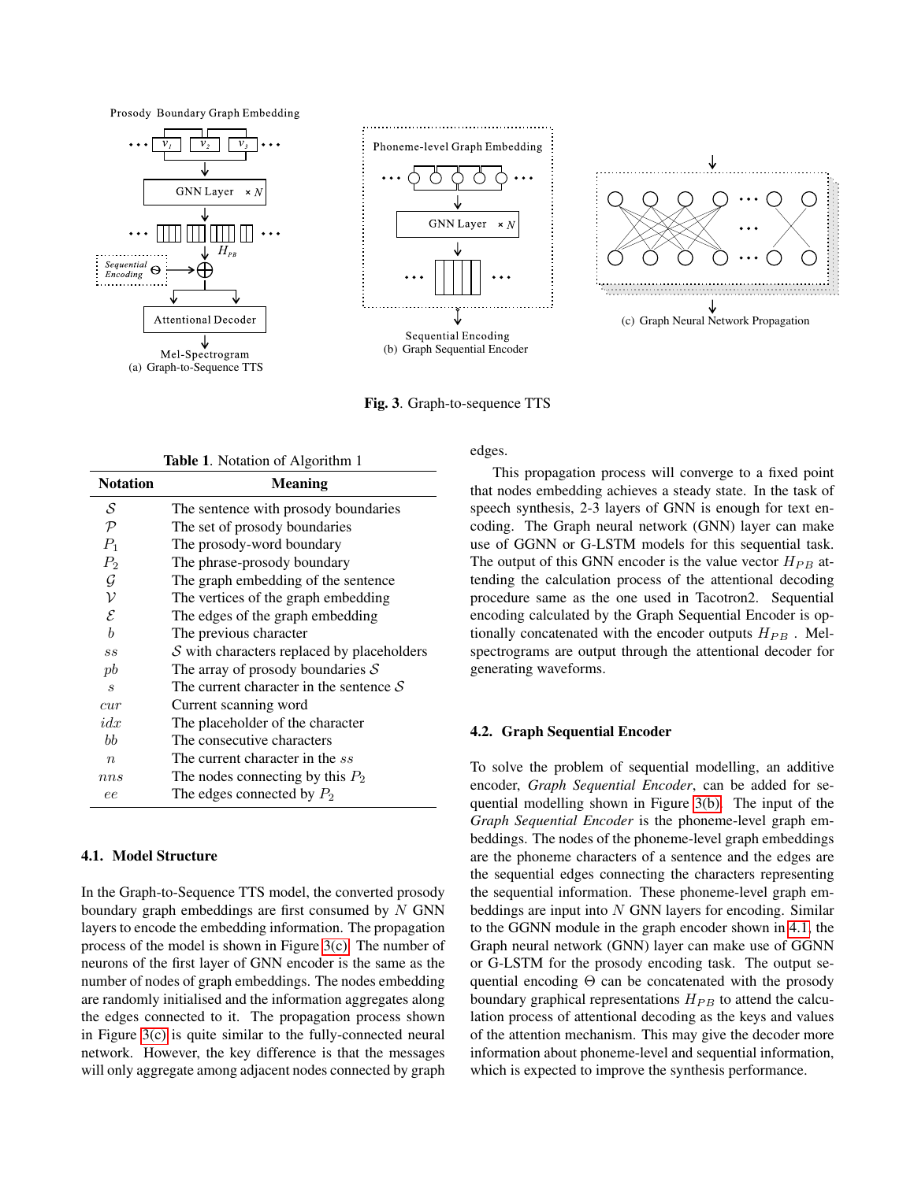Fig. 3. Graph-to-sequence TTS

**Table 1**. Notation of Algorithm 1

| Notation | Meaning |
|---|---|
| $\mathcal{S}$ | The sentence with prosody boundaries |
| $\mathcal{P}$ | The set of prosody boundaries |
| $P_1$ | The prosody-word boundary |
| $P_2$ | The phrase-prosody boundary |
| $\mathcal{G}$ | The graph embedding of the sentence |
| $\mathcal{V}$ | The vertices of the graph embedding |
| $\mathcal{E}$ | The edges of the graph embedding |
| $b$ | The previous character |
| $ss$ | $\mathcal{S}$ with characters replaced by placeholders |
| $pb$ | The array of prosody boundaries $\mathcal{S}$ |
| $s$ | The current character in the sentence $\mathcal{S}$ |
| $cur$ | Current scanning word |
| $idx$ | The placeholder of the character |
| $bb$ | The consecutive characters |
| $n$ | The current character in the $ss$ |
| $nns$ | The nodes connecting by this $P_2$ |
| $ee$ | The edges connected by $P_2$ |

### 4.1. Model Structure

In the Graph-to-Sequence TTS model, the converted prosody boundary graph embeddings are first consumed by $N$ GNN layers to encode the embedding information. The propagation process of the model is shown in Figure 3(c). The number of neurons of the first layer of GNN encoder is the same as the number of nodes of graph embeddings. The nodes embedding are randomly initialised and the information aggregates along the edges connected to it. The propagation process shown in Figure 3(c) is quite similar to the fully-connected neural network. However, the key difference is that the messages will only aggregate among adjacent nodes connected by graph edges.

This propagation process will converge to a fixed point that nodes embedding achieves a steady state. In the task of speech synthesis, 2-3 layers of GNN is enough for text encoding. The Graph neural network (GNN) layer can make use of GGNN or G-LSTM models for this sequential task. The output of this GNN encoder is the value vector $H_{PB}$ attending the calculation process of the attentional decoding procedure same as the one used in Tacotron2. Sequential encoding calculated by the Graph Sequential Encoder is optionally concatenated with the encoder outputs $H_{PB}$ . Mel-spectrograms are output through the attentional decoder for generating waveforms.

### 4.2. Graph Sequential Encoder

To solve the problem of sequential modelling, an additive encoder, *Graph Sequential Encoder*, can be added for sequential modelling shown in Figure 3(b). The input of the *Graph Sequential Encoder* is the phoneme-level graph embeddings. The nodes of the phoneme-level graph embeddings are the phoneme characters of a sentence and the edges are the sequential edges connecting the characters representing the sequential information. These phoneme-level graph embeddings are input into $N$ GNN layers for encoding. Similar to the GGNN module in the graph encoder shown in 4.1, the Graph neural network (GNN) layer can make use of GGNN or G-LSTM for the prosody encoding task. The output sequential encoding $\Theta$ can be concatenated with the prosody boundary graphical representations $H_{PB}$ to attend the calculation process of attentional decoding as the keys and values of the attention mechanism. This may give the decoder more information about phoneme-level and sequential information, which is expected to improve the synthesis performance.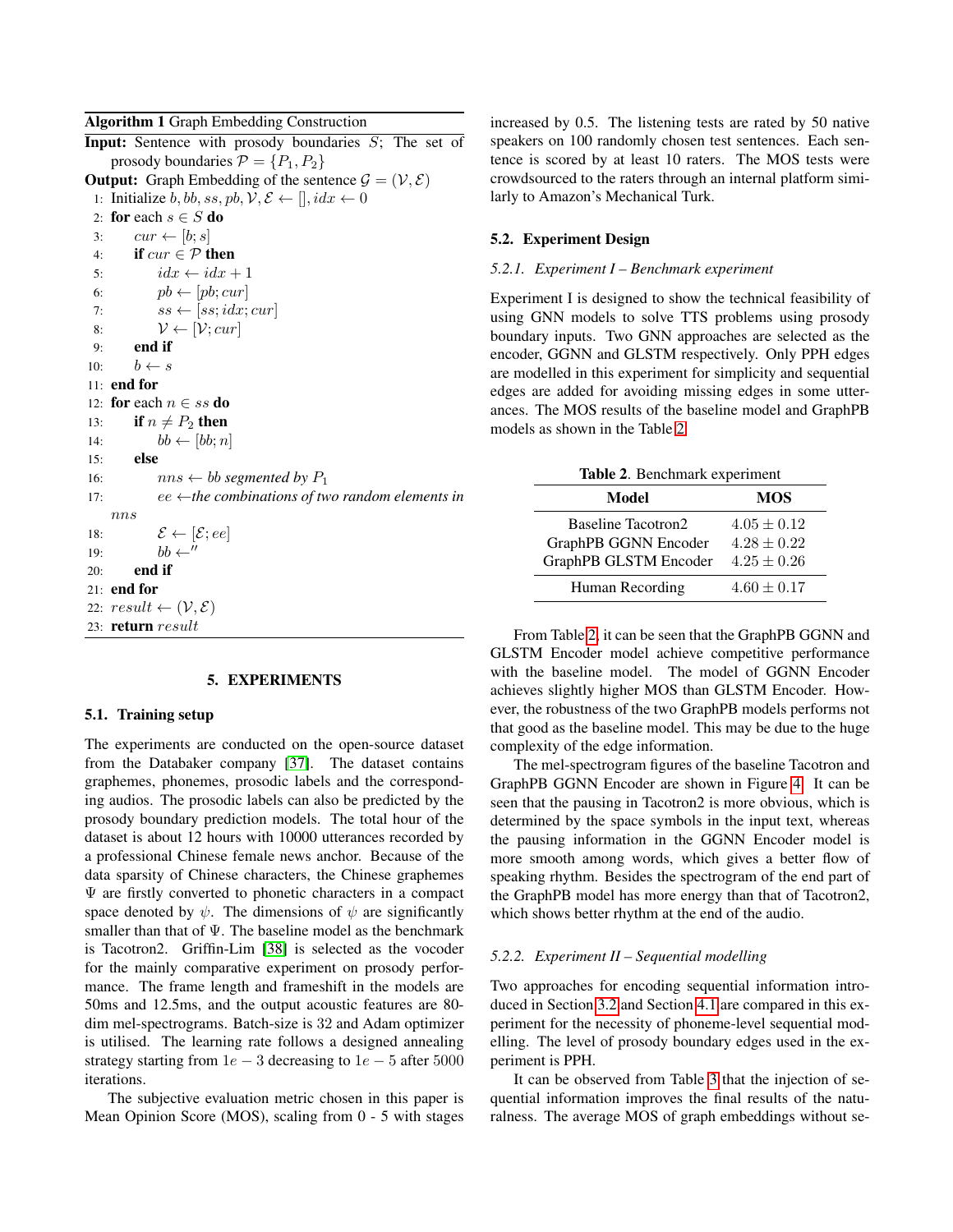**Algorithm 1** Graph Embedding Construction

**Input:** Sentence with prosody boundaries $S$; The set of prosody boundaries $\mathcal{P} = \{P_1, P_2\}$

**Output:** Graph Embedding of the sentence $\mathcal{G} = (\mathcal{V}, \mathcal{E})$

1: Initialize $b, bb, ss, pb, \mathcal{V}, \mathcal{E} \leftarrow [], idx \leftarrow 0$
2: **for** each $s \in S$ **do**
3: $\quad cur \leftarrow [b; s]$
4: $\quad$ **if** $cur \in \mathcal{P}$ **then**
5: $\quad\quad idx \leftarrow idx + 1$
6: $\quad\quad pb \leftarrow [pb; cur]$
7: $\quad\quad ss \leftarrow [ss; idx; cur]$
8: $\quad\quad \mathcal{V} \leftarrow [\mathcal{V}; cur]$
9: $\quad$ **end if**
10: $\quad b \leftarrow s$
11: **end for**
12: **for** each $n \in ss$ **do**
13: $\quad$ **if** $n \neq P_2$ **then**
14: $\quad\quad bb \leftarrow [bb; n]$
15: $\quad$ **else**
16: $\quad\quad nns \leftarrow bb$ *segmented by* $P_1$
17: $\quad\quad ee \leftarrow$*the combinations of two random elements in* $nns$
18: $\quad\quad \mathcal{E} \leftarrow [\mathcal{E}; ee]$
19: $\quad\quad bb \leftarrow''$
20: $\quad$ **end if**
21: **end for**
22: $result \leftarrow (\mathcal{V}, \mathcal{E})$
23: **return** $result$

## 5. EXPERIMENTS

### 5.1. Training setup

The experiments are conducted on the open-source dataset from the Databaker company [37]. The dataset contains graphemes, phonemes, prosodic labels and the corresponding audios. The prosodic labels can also be predicted by the prosody boundary prediction models. The total hour of the dataset is about 12 hours with 10000 utterances recorded by a professional Chinese female news anchor. Because of the data sparsity of Chinese characters, the Chinese graphemes $\Psi$ are firstly converted to phonetic characters in a compact space denoted by $\psi$. The dimensions of $\psi$ are significantly smaller than that of $\Psi$. The baseline model as the benchmark is Tacotron2. Griffin-Lim [38] is selected as the vocoder for the mainly comparative experiment on prosody performance. The frame length and frameshift in the models are 50ms and 12.5ms, and the output acoustic features are 80-dim mel-spectrograms. Batch-size is 32 and Adam optimizer is utilised. The learning rate follows a designed annealing strategy starting from $1e-3$ decreasing to $1e-5$ after 5000 iterations.

The subjective evaluation metric chosen in this paper is Mean Opinion Score (MOS), scaling from 0 - 5 with stages increased by 0.5. The listening tests are rated by 50 native speakers on 100 randomly chosen test sentences. Each sentence is scored by at least 10 raters. The MOS tests were crowdsourced to the raters through an internal platform similarly to Amazon's Mechanical Turk.

### 5.2. Experiment Design

#### 5.2.1. Experiment I – Benchmark experiment

Experiment I is designed to show the technical feasibility of using GNN models to solve TTS problems using prosody boundary inputs. Two GNN approaches are selected as the encoder, GGNN and GLSTM respectively. Only PPH edges are modelled in this experiment for simplicity and sequential edges are added for avoiding missing edges in some utterances. The MOS results of the baseline model and GraphPB models as shown in the Table 2.

**Table 2**. Benchmark experiment

| Model | MOS |
|---|---|
| Baseline Tacotron2 | $4.05 \pm 0.12$ |
| GraphPB GGNN Encoder | $4.28 \pm 0.22$ |
| GraphPB GLSTM Encoder | $4.25 \pm 0.26$ |
| Human Recording | $4.60 \pm 0.17$ |

From Table 2, it can be seen that the GraphPB GGNN and GLSTM Encoder model achieve competitive performance with the baseline model. The model of GGNN Encoder achieves slightly higher MOS than GLSTM Encoder. However, the robustness of the two GraphPB models performs not that good as the baseline model. This may be due to the huge complexity of the edge information.

The mel-spectrogram figures of the baseline Tacotron and GraphPB GGNN Encoder are shown in Figure 4. It can be seen that the pausing in Tacotron2 is more obvious, which is determined by the space symbols in the input text, whereas the pausing information in the GGNN Encoder model is more smooth among words, which gives a better flow of speaking rhythm. Besides the spectrogram of the end part of the GraphPB model has more energy than that of Tacotron2, which shows better rhythm at the end of the audio.

#### 5.2.2. Experiment II – Sequential modelling

Two approaches for encoding sequential information introduced in Section 3.2 and Section 4.1 are compared in this experiment for the necessity of phoneme-level sequential modelling. The level of prosody boundary edges used in the experiment is PPH.

It can be observed from Table 3 that the injection of sequential information improves the final results of the naturalness. The average MOS of graph embeddings without se-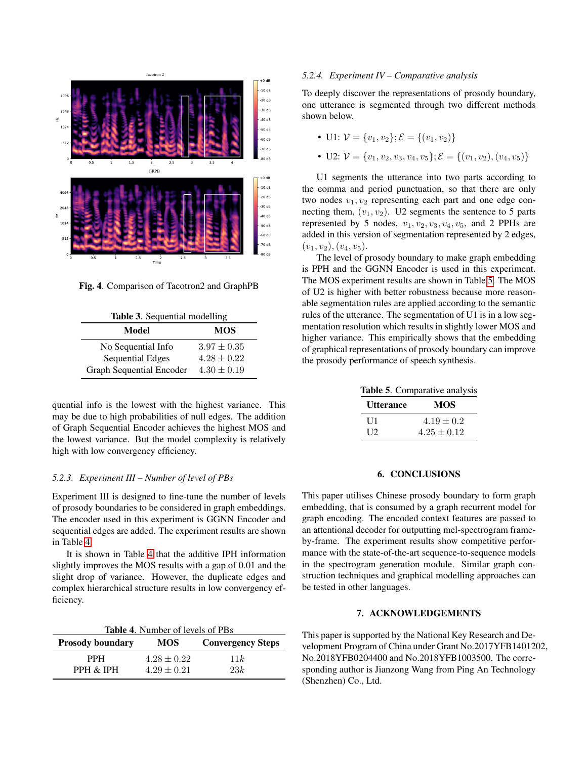Fig. 4. Comparison of Tacotron2 and GraphPB

Table 3. Sequential modelling

| Model | MOS |
|---|---|
| No Sequential Info | $3.97 \pm 0.35$ |
| Sequential Edges | $4.28 \pm 0.22$ |
| Graph Sequential Encoder | $4.30 \pm 0.19$ |

quential info is the lowest with the highest variance. This may be due to high probabilities of null edges. The addition of Graph Sequential Encoder achieves the highest MOS and the lowest variance. But the model complexity is relatively high with low convergency efficiency.

#### 5.2.3. Experiment III – Number of level of PBs

Experiment III is designed to fine-tune the number of levels of prosody boundaries to be considered in graph embeddings. The encoder used in this experiment is GGNN Encoder and sequential edges are added. The experiment results are shown in Table 4.

It is shown in Table 4 that the additive IPH information slightly improves the MOS results with a gap of 0.01 and the slight drop of variance. However, the duplicate edges and complex hierarchical structure results in low convergency efficiency.

Table 4. Number of levels of PBs

| Prosody boundary | MOS | Convergency Steps |
|---|---|---|
| PPH | $4.28 \pm 0.22$ | $11k$ |
| PPH & IPH | $4.29 \pm 0.21$ | $23k$ |

#### 5.2.4. Experiment IV – Comparative analysis

To deeply discover the representations of prosody boundary, one utterance is segmented through two different methods shown below.

- U1: $\mathcal{V} = \{v_1, v_2\}; \mathcal{E} = \{(v_1, v_2)\}$
- U2: $\mathcal{V} = \{v_1, v_2, v_3, v_4, v_5\}; \mathcal{E} = \{(v_1, v_2), (v_4, v_5)\}$

U1 segments the utterance into two parts according to the comma and period punctuation, so that there are only two nodes $v_1, v_2$ representing each part and one edge connecting them, $(v_1, v_2)$. U2 segments the sentence to 5 parts represented by 5 nodes, $v_1, v_2, v_3, v_4, v_5$, and 2 PPHs are added in this version of segmentation represented by 2 edges, $(v_1, v_2), (v_4, v_5)$.

The level of prosody boundary to make graph embedding is PPH and the GGNN Encoder is used in this experiment. The MOS experiment results are shown in Table 5. The MOS of U2 is higher with better robustness because more reasonable segmentation rules are applied according to the semantic rules of the utterance. The segmentation of U1 is in a low segmentation resolution which results in slightly lower MOS and higher variance. This empirically shows that the embedding of graphical representations of prosody boundary can improve the prosody performance of speech synthesis.

Table 5. Comparative analysis

| Utterance | MOS |
|---|---|
| U1 | $4.19 \pm 0.2$ |
| U2 | $4.25 \pm 0.12$ |

## 6. CONCLUSIONS

This paper utilises Chinese prosody boundary to form graph embedding, that is consumed by a graph recurrent model for graph encoding. The encoded context features are passed to an attentional decoder for outputting mel-spectrogram frame-by-frame. The experiment results show competitive performance with the state-of-the-art sequence-to-sequence models in the spectrogram generation module. Similar graph construction techniques and graphical modelling approaches can be tested in other languages.

## 7. ACKNOWLEDGEMENTS

This paper is supported by the National Key Research and Development Program of China under Grant No.2017YFB1401202, No.2018YFB0204400 and No.2018YFB1003500. The corresponding author is Jianzong Wang from Ping An Technology (Shenzhen) Co., Ltd.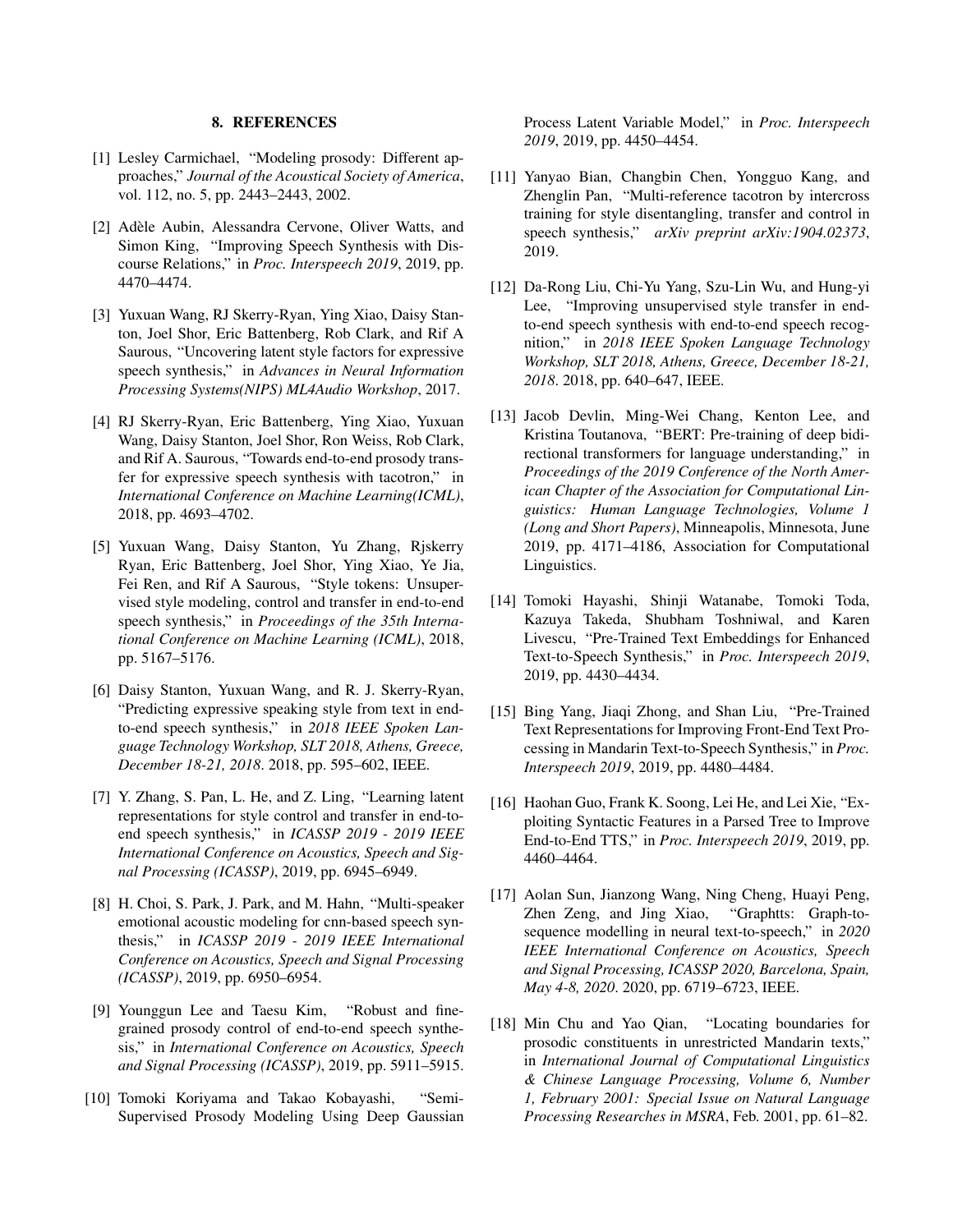## 8. REFERENCES

[1] Lesley Carmichael, "Modeling prosody: Different approaches," *Journal of the Acoustical Society of America*, vol. 112, no. 5, pp. 2443–2443, 2002.

[2] Adèle Aubin, Alessandra Cervone, Oliver Watts, and Simon King, "Improving Speech Synthesis with Discourse Relations," in *Proc. Interspeech 2019*, 2019, pp. 4470–4474.

[3] Yuxuan Wang, RJ Skerry-Ryan, Ying Xiao, Daisy Stanton, Joel Shor, Eric Battenberg, Rob Clark, and Rif A Saurous, "Uncovering latent style factors for expressive speech synthesis," in *Advances in Neural Information Processing Systems(NIPS) ML4Audio Workshop*, 2017.

[4] RJ Skerry-Ryan, Eric Battenberg, Ying Xiao, Yuxuan Wang, Daisy Stanton, Joel Shor, Ron Weiss, Rob Clark, and Rif A. Saurous, "Towards end-to-end prosody transfer for expressive speech synthesis with tacotron," in *International Conference on Machine Learning(ICML)*, 2018, pp. 4693–4702.

[5] Yuxuan Wang, Daisy Stanton, Yu Zhang, Rjskerry Ryan, Eric Battenberg, Joel Shor, Ying Xiao, Ye Jia, Fei Ren, and Rif A Saurous, "Style tokens: Unsupervised style modeling, control and transfer in end-to-end speech synthesis," in *Proceedings of the 35th International Conference on Machine Learning (ICML)*, 2018, pp. 5167–5176.

[6] Daisy Stanton, Yuxuan Wang, and R. J. Skerry-Ryan, "Predicting expressive speaking style from text in end-to-end speech synthesis," in *2018 IEEE Spoken Language Technology Workshop, SLT 2018, Athens, Greece, December 18-21, 2018*. 2018, pp. 595–602, IEEE.

[7] Y. Zhang, S. Pan, L. He, and Z. Ling, "Learning latent representations for style control and transfer in end-to-end speech synthesis," in *ICASSP 2019 - 2019 IEEE International Conference on Acoustics, Speech and Signal Processing (ICASSP)*, 2019, pp. 6945–6949.

[8] H. Choi, S. Park, J. Park, and M. Hahn, "Multi-speaker emotional acoustic modeling for cnn-based speech synthesis," in *ICASSP 2019 - 2019 IEEE International Conference on Acoustics, Speech and Signal Processing (ICASSP)*, 2019, pp. 6950–6954.

[9] Younggun Lee and Taesu Kim, "Robust and fine-grained prosody control of end-to-end speech synthesis," in *International Conference on Acoustics, Speech and Signal Processing (ICASSP)*, 2019, pp. 5911–5915.

[10] Tomoki Koriyama and Takao Kobayashi, "Semi-Supervised Prosody Modeling Using Deep Gaussian Process Latent Variable Model," in *Proc. Interspeech 2019*, 2019, pp. 4450–4454.

[11] Yanyao Bian, Changbin Chen, Yongguo Kang, and Zhenglin Pan, "Multi-reference tacotron by intercross training for style disentangling, transfer and control in speech synthesis," *arXiv preprint arXiv:1904.02373*, 2019.

[12] Da-Rong Liu, Chi-Yu Yang, Szu-Lin Wu, and Hung-yi Lee, "Improving unsupervised style transfer in end-to-end speech synthesis with end-to-end speech recognition," in *2018 IEEE Spoken Language Technology Workshop, SLT 2018, Athens, Greece, December 18-21, 2018*. 2018, pp. 640–647, IEEE.

[13] Jacob Devlin, Ming-Wei Chang, Kenton Lee, and Kristina Toutanova, "BERT: Pre-training of deep bidirectional transformers for language understanding," in *Proceedings of the 2019 Conference of the North American Chapter of the Association for Computational Linguistics: Human Language Technologies, Volume 1 (Long and Short Papers)*, Minneapolis, Minnesota, June 2019, pp. 4171–4186, Association for Computational Linguistics.

[14] Tomoki Hayashi, Shinji Watanabe, Tomoki Toda, Kazuya Takeda, Shubham Toshniwal, and Karen Livescu, "Pre-Trained Text Embeddings for Enhanced Text-to-Speech Synthesis," in *Proc. Interspeech 2019*, 2019, pp. 4430–4434.

[15] Bing Yang, Jiaqi Zhong, and Shan Liu, "Pre-Trained Text Representations for Improving Front-End Text Processing in Mandarin Text-to-Speech Synthesis," in *Proc. Interspeech 2019*, 2019, pp. 4480–4484.

[16] Haohan Guo, Frank K. Soong, Lei He, and Lei Xie, "Exploiting Syntactic Features in a Parsed Tree to Improve End-to-End TTS," in *Proc. Interspeech 2019*, 2019, pp. 4460–4464.

[17] Aolan Sun, Jianzong Wang, Ning Cheng, Huayi Peng, Zhen Zeng, and Jing Xiao, "Graphtts: Graph-to-sequence modelling in neural text-to-speech," in *2020 IEEE International Conference on Acoustics, Speech and Signal Processing, ICASSP 2020, Barcelona, Spain, May 4-8, 2020*. 2020, pp. 6719–6723, IEEE.

[18] Min Chu and Yao Qian, "Locating boundaries for prosodic constituents in unrestricted Mandarin texts," in *International Journal of Computational Linguistics & Chinese Language Processing, Volume 6, Number 1, February 2001: Special Issue on Natural Language Processing Researches in MSRA*, Feb. 2001, pp. 61–82.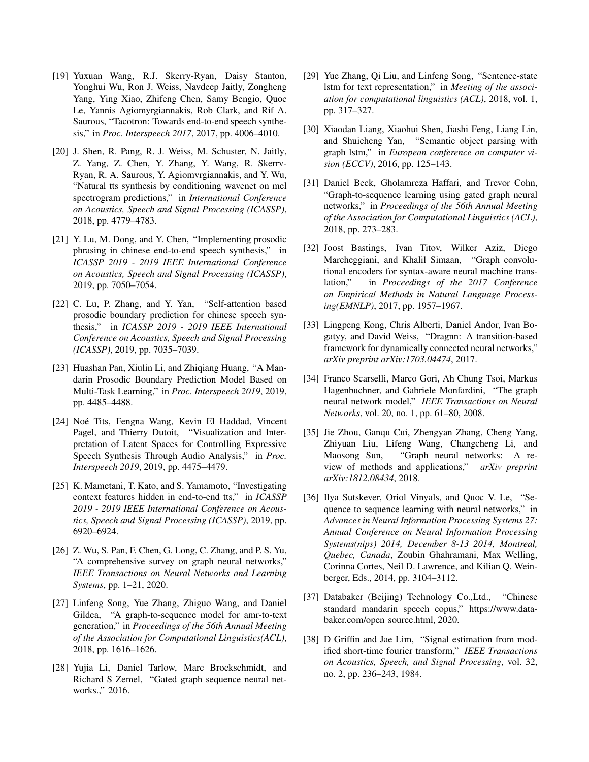[19] Yuxuan Wang, R.J. Skerry-Ryan, Daisy Stanton, Yonghui Wu, Ron J. Weiss, Navdeep Jaitly, Zongheng Yang, Ying Xiao, Zhifeng Chen, Samy Bengio, Quoc Le, Yannis Agiomyrgiannakis, Rob Clark, and Rif A. Saurous, "Tacotron: Towards end-to-end speech synthesis," in *Proc. Interspeech 2017*, 2017, pp. 4006–4010.

[20] J. Shen, R. Pang, R. J. Weiss, M. Schuster, N. Jaitly, Z. Yang, Z. Chen, Y. Zhang, Y. Wang, R. Skerrv-Ryan, R. A. Saurous, Y. Agiomvrgiannakis, and Y. Wu, "Natural tts synthesis by conditioning wavenet on mel spectrogram predictions," in *International Conference on Acoustics, Speech and Signal Processing (ICASSP)*, 2018, pp. 4779–4783.

[21] Y. Lu, M. Dong, and Y. Chen, "Implementing prosodic phrasing in chinese end-to-end speech synthesis," in *ICASSP 2019 - 2019 IEEE International Conference on Acoustics, Speech and Signal Processing (ICASSP)*, 2019, pp. 7050–7054.

[22] C. Lu, P. Zhang, and Y. Yan, "Self-attention based prosodic boundary prediction for chinese speech synthesis," in *ICASSP 2019 - 2019 IEEE International Conference on Acoustics, Speech and Signal Processing (ICASSP)*, 2019, pp. 7035–7039.

[23] Huashan Pan, Xiulin Li, and Zhiqiang Huang, "A Mandarin Prosodic Boundary Prediction Model Based on Multi-Task Learning," in *Proc. Interspeech 2019*, 2019, pp. 4485–4488.

[24] Noé Tits, Fengna Wang, Kevin El Haddad, Vincent Pagel, and Thierry Dutoit, "Visualization and Interpretation of Latent Spaces for Controlling Expressive Speech Synthesis Through Audio Analysis," in *Proc. Interspeech 2019*, 2019, pp. 4475–4479.

[25] K. Mametani, T. Kato, and S. Yamamoto, "Investigating context features hidden in end-to-end tts," in *ICASSP 2019 - 2019 IEEE International Conference on Acoustics, Speech and Signal Processing (ICASSP)*, 2019, pp. 6920–6924.

[26] Z. Wu, S. Pan, F. Chen, G. Long, C. Zhang, and P. S. Yu, "A comprehensive survey on graph neural networks," *IEEE Transactions on Neural Networks and Learning Systems*, pp. 1–21, 2020.

[27] Linfeng Song, Yue Zhang, Zhiguo Wang, and Daniel Gildea, "A graph-to-sequence model for amr-to-text generation," in *Proceedings of the 56th Annual Meeting of the Association for Computational Linguistics(ACL)*, 2018, pp. 1616–1626.

[28] Yujia Li, Daniel Tarlow, Marc Brockschmidt, and Richard S Zemel, "Gated graph sequence neural networks.," 2016.

[29] Yue Zhang, Qi Liu, and Linfeng Song, "Sentence-state lstm for text representation," in *Meeting of the association for computational linguistics (ACL)*, 2018, vol. 1, pp. 317–327.

[30] Xiaodan Liang, Xiaohui Shen, Jiashi Feng, Liang Lin, and Shuicheng Yan, "Semantic object parsing with graph lstm," in *European conference on computer vision (ECCV)*, 2016, pp. 125–143.

[31] Daniel Beck, Gholamreza Haffari, and Trevor Cohn, "Graph-to-sequence learning using gated graph neural networks," in *Proceedings of the 56th Annual Meeting of the Association for Computational Linguistics (ACL)*, 2018, pp. 273–283.

[32] Joost Bastings, Ivan Titov, Wilker Aziz, Diego Marcheggiani, and Khalil Simaan, "Graph convolutional encoders for syntax-aware neural machine translation," in *Proceedings of the 2017 Conference on Empirical Methods in Natural Language Processing(EMNLP)*, 2017, pp. 1957–1967.

[33] Lingpeng Kong, Chris Alberti, Daniel Andor, Ivan Bogatyy, and David Weiss, "Dragnn: A transition-based framework for dynamically connected neural networks," *arXiv preprint arXiv:1703.04474*, 2017.

[34] Franco Scarselli, Marco Gori, Ah Chung Tsoi, Markus Hagenbuchner, and Gabriele Monfardini, "The graph neural network model," *IEEE Transactions on Neural Networks*, vol. 20, no. 1, pp. 61–80, 2008.

[35] Jie Zhou, Ganqu Cui, Zhengyan Zhang, Cheng Yang, Zhiyuan Liu, Lifeng Wang, Changcheng Li, and Maosong Sun, "Graph neural networks: A review of methods and applications," *arXiv preprint arXiv:1812.08434*, 2018.

[36] Ilya Sutskever, Oriol Vinyals, and Quoc V. Le, "Sequence to sequence learning with neural networks," in *Advances in Neural Information Processing Systems 27: Annual Conference on Neural Information Processing Systems(nips) 2014, December 8-13 2014, Montreal, Quebec, Canada*, Zoubin Ghahramani, Max Welling, Corinna Cortes, Neil D. Lawrence, and Kilian Q. Weinberger, Eds., 2014, pp. 3104–3112.

[37] Databaker (Beijing) Technology Co.,Ltd., "Chinese standard mandarin speech copus," https://www.databaker.com/open_source.html, 2020.

[38] D Griffin and Jae Lim, "Signal estimation from modified short-time fourier transform," *IEEE Transactions on Acoustics, Speech, and Signal Processing*, vol. 32, no. 2, pp. 236–243, 1984.